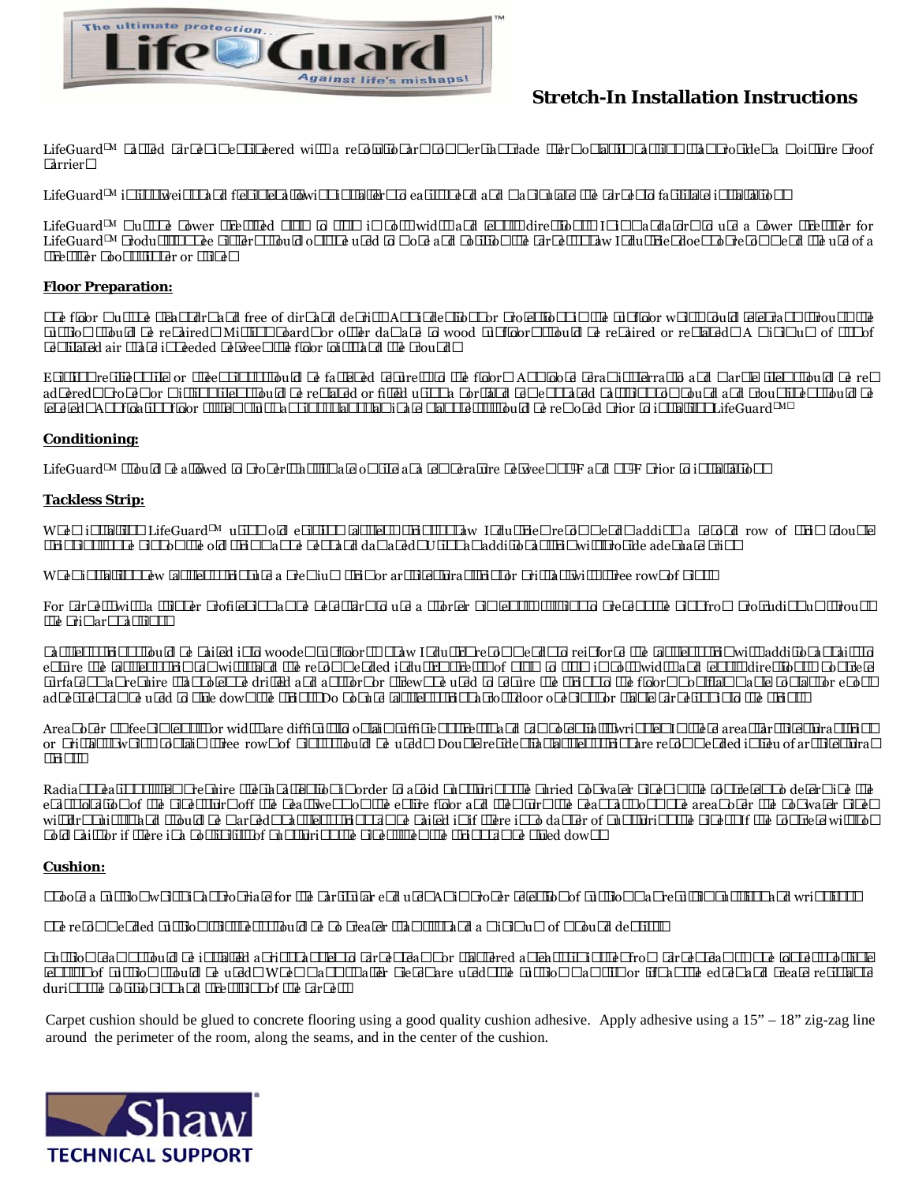# Stretch-In Installation Instructions

LifeGuard™ backed carpet is engineered with a revolutionary commercial grade thermoplastic backing that provides a moisture proof barrier.

LifeGuard™ is lightweight and flexible allowing installers to easily handle and manipulate the carpet to facilitate installation.

LifeGuard™ must be power stretched 1.5% to 2% in both width and length directions. It is mandatory to use a power stretcher for LifeGuard™ products. The knee kicker should only be used to move and position the carpet. Shaw Industries does not recommend the use of a stretcher tool, kicker or slide.

## Floor Preparation:

The floor must be clean, dry and free of dirt and debris. All depressions or projections in the subfloor which would telegraph through the cushion should be repaired. Missing boards or other damage to wood subfloors should be repaired or replaced. A minimum of 18" of ventilated air space is needed between the floor joists and the ground.

Existing resilient tile or sheet vinyl should be fastened securely to the floor. All loose ceramic, terrazzo and marble tiles should be re-adhered. Broken or missing tiles should be replaced or filled using a portland cement based patching compound and grout lines should be leveled. All floating floor systems such as vinyl and laminate planks should be removed prior to installing LifeGuard™.

## Conditioning:

LifeGuard™ should be allowed to properly acclimate on site at a temperature between 65°F and 95°F prior to installation.

## Tackless Strip:

When installing LifeGuard™ using old existing tackless strip, Shaw Industries recommends adding a second row of strip (double stripping) since the old strip may be bent and damaged. Using an additional strip will provide adequate grip.

When installing new tackless strip use a premium strip or architectural strip or grip tack with three rows of pins.

For carpets with a thicker profile it may be necessary to use a longer pin length tackless strip to prevent the pins from protruding through the primary backing.

Tackless strip should be nailed into wooden subfloors. Shaw Industries recommends to reinforce the tackless strip with additional nails to ensure the tackless strip will hold the recommended industry stretch of 1.5% to 2% in both width and length directions. Concrete surfaces may require that holes be drilled and anchors or screws be used to secure the strip to the floor. Contact cement or epoxy adhesive may be used to glue down the strip. Do not use tackless strip across doorway openings or place carpet into the strip.

Areas over 30 feet in length or width are difficult to obtain sufficient stretch and a potential wrinkle. In these areas architectural strip or grip tack with three rows of pins should be used. Double residential tackless strips are recommended in lieu of architectural strip.

Radiant heating systems require special attention in order to avoid puncturing the buried hot water pipes. The contractor must determine the exact location of the pipes. Turn off the heat, sweep the entire floor and then turn the heat back on. The areas over the hot water pipes will warm up quickly and should be marked. Tackless strip may be nailed in if there is no danger of puncturing the pipes. If the concrete will not hold nails or if there is a possibility of puncturing the pipes, then the strip may be glued down.

## Cushion:

Choose a cushion which is appropriate for the particular end use. An improper selection of cushion can result in buckling and wrinkling.

The recommended cushion thickness should be no greater than 7/16" and a minimum of 6 pound density.

Cushion seams should be installed at right angles to carpet seams or staggered at least six inches from carpet seams. The longest possible lengths of cushion should be used. When small scrap pieces are used the cushion can shift or lift the edges and create ridges during the positioning and stretching of the carpet.

Carpet cushion should be glued to concrete flooring using a good quality cushion adhesive. Apply adhesive using a 15" – 18" zig-zag line around the perimeter of the room, along the seams, and in the center of the cushion.

Shaw TECHNICAL SUPPORT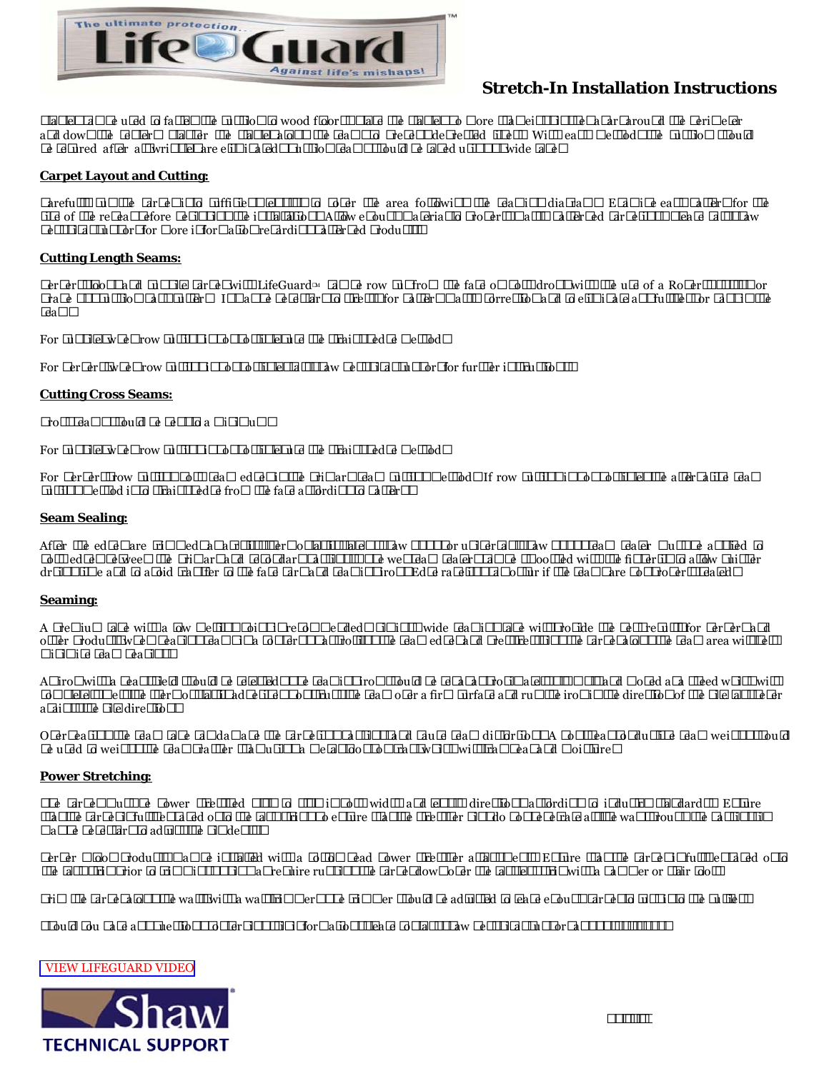## Stretch-In Installation Instructions

Staples can be used to fasten the cushion to wood floors. Place the staples no more than six inches apart around the perimeter and down the center. Stagger the staples along the seams to prevent depressed lines. With each method, the cushion should be secured after all wrinkles are eliminated. Cushion seams should be taped using wide tape.

### Carpet Layout and Cutting:

Carefully inspect the carpet prior to installation to cover the area following the seaming diagram. Examine each pattern for the size of the repeat before beginning the installation. Allow enough material to properly match patterned carpets. Please call Shaw Technical Support for more information regarding patterned products.

### Cutting Length Seams:

Berber, loop and multi-level carpet with LifeGuard™ should be row cut from the face or top drop with the use of a Row Cutter or Grape Cushion Cutter. It may be necessary to crease for pattern correction and to eliminate a flutter for a tight seam.

For cut pile, when row cutting is not possible use the straightedge method.

For Berbers, when row cutting is not possible, call Shaw Technical Support for further instructions.

### Cutting Cross Seams:

Cross seams should be kept to a minimum.

For cut pile, when row cutting is not possible use the straightedge method.

For Berbers, row cut both seam edges in the primary seam cutting method. If row cutting is not possible, the alternative seam cutting method is to straightedge from the face according to pattern.

### Seam Sealing:

After the edges are trimmed, a hard filler or latex like Shaw or universal Shaw seam sealer must be applied to cut edges between the primary and secondary backing. The wet seam sealer can be smoothed with the finger into a low thicker drying line and to avoid transfer to the face yarn and seaming iron. Edge ravel can occur if the seams are not properly sealed.

### Seaming:

A medium tape with a low melting point is recommended. Using a wide seaming tape will provide the best results for Berber and other products. Two seaming methods can be used: controlling the seam edges and pre-pressing the carpet along the seam area will help minimize seam peaking.

An iron with a grated shield should be selected. The seaming iron should be set at approximately and moved at a speed which will completely melt the thermoplastic adhesive. Construct the seam over a firm surface and run the iron in the direction of the pile lay rather than against the pile direction.

Overheating the seam tape can damage the carpet in tacking and cause seam distortion. A cool seam conducting seam weight should be used to weigh the seam rather than using a heated tool which will trap heat and moisture.

### Power Stretching:

The carpet must be power stretched in both width and length directions according to industry standards. Ensure that the carpet is fully hooked onto the tackless strip to ensure that the stretcher is doing its work all the way through the tacking. It may be necessary to adjust the kicker.

Berber loop products can be installed with a double head power stretcher attachment. Ensure that the carpet is fully hooked onto the tackless strip prior to trimming; it may require rubbing the carpet down over the tackless strip with a hammer or stair tool.

Trim the carpet along the walls with a wall trimmer. The trimmer should be adjusted to leave enough carpet to tuck into the gully.

Should you have any questions concerning this information please call Shaw Technical Support.

VIEW LIFEGUARD VIDEO

Shaw TECHNICAL SUPPORT